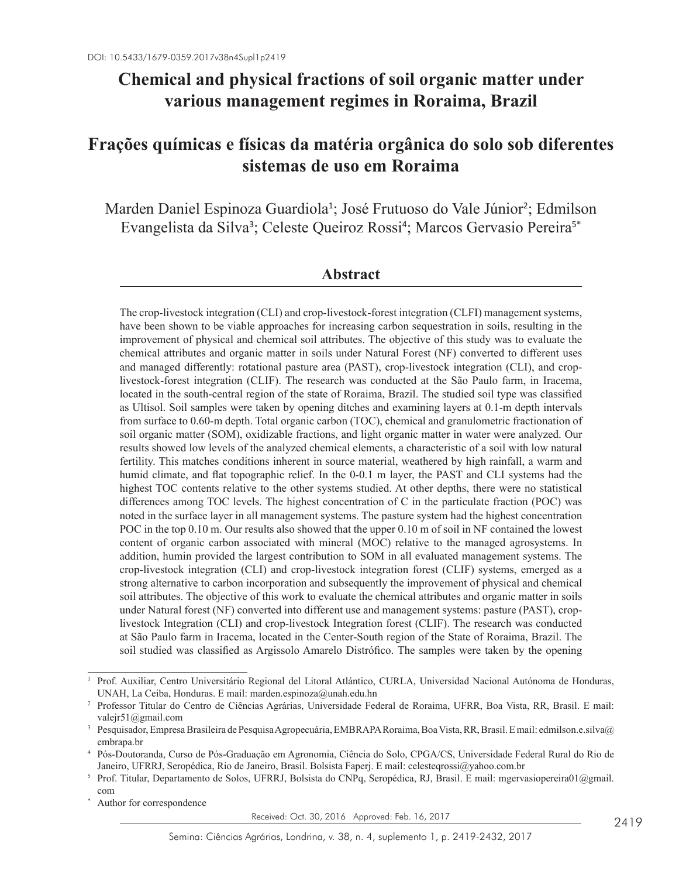DOI: 10.5433/1679-0359.2017v38n4Supl1p2419

# Chemical and physical fractions of soil organic matter under various management regimes in Roraima, Brazil

# Frações químicas e físicas da matéria orgânica do solo sob diferentes sistemas de uso em Roraima

Marden Daniel Espinoza Guardiola[1]; José Frutuoso do Vale Júnior[2]; Edmilson Evangelista da Silva[3]; Celeste Queiroz Rossi[4]; Marcos Gervasio Pereira[5*]

## Abstract

The crop-livestock integration (CLI) and crop-livestock-forest integration (CLFI) management systems, have been shown to be viable approaches for increasing carbon sequestration in soils, resulting in the improvement of physical and chemical soil attributes. The objective of this study was to evaluate the chemical attributes and organic matter in soils under Natural Forest (NF) converted to different uses and managed differently: rotational pasture area (PAST), crop-livestock integration (CLI), and crop-livestock-forest integration (CLIF). The research was conducted at the São Paulo farm, in Iracema, located in the south-central region of the state of Roraima, Brazil. The studied soil type was classified as Ultisol. Soil samples were taken by opening ditches and examining layers at 0.1-m depth intervals from surface to 0.60-m depth. Total organic carbon (TOC), chemical and granulometric fractionation of soil organic matter (SOM), oxidizable fractions, and light organic matter in water were analyzed. Our results showed low levels of the analyzed chemical elements, a characteristic of a soil with low natural fertility. This matches conditions inherent in source material, weathered by high rainfall, a warm and humid climate, and flat topographic relief. In the 0-0.1 m layer, the PAST and CLI systems had the highest TOC contents relative to the other systems studied. At other depths, there were no statistical differences among TOC levels. The highest concentration of C in the particulate fraction (POC) was noted in the surface layer in all management systems. The pasture system had the highest concentration POC in the top 0.10 m. Our results also showed that the upper 0.10 m of soil in NF contained the lowest content of organic carbon associated with mineral (MOC) relative to the managed agrosystems. In addition, humin provided the largest contribution to SOM in all evaluated management systems. The crop-livestock integration (CLI) and crop-livestock integration forest (CLIF) systems, emerged as a strong alternative to carbon incorporation and subsequently the improvement of physical and chemical soil attributes. The objective of this work to evaluate the chemical attributes and organic matter in soils under Natural forest (NF) converted into different use and management systems: pasture (PAST), crop-livestock Integration (CLI) and crop-livestock Integration forest (CLIF). The research was conducted at São Paulo farm in Iracema, located in the Center-South region of the State of Roraima, Brazil. The soil studied was classified as Argissolo Amarelo Distrófico. The samples were taken by the opening

---

[1] Prof. Auxiliar, Centro Universitário Regional del Litoral Atlántico, CURLA, Universidad Nacional Autónoma de Honduras, UNAH, La Ceiba, Honduras. E mail: marden.espinoza@unah.edu.hn

[2] Professor Titular do Centro de Ciências Agrárias, Universidade Federal de Roraima, UFRR, Boa Vista, RR, Brasil. E mail: valejr51@gmail.com

[3] Pesquisador, Empresa Brasileira de Pesquisa Agropecuária, EMBRAPA Roraima, Boa Vista, RR, Brasil. E mail: edmilson.e.silva@embrapa.br

[4] Pós-Doutoranda, Curso de Pós-Graduação em Agronomia, Ciência do Solo, CPGA/CS, Universidade Federal Rural do Rio de Janeiro, UFRRJ, Seropédica, Rio de Janeiro, Brasil. Bolsista Faperj. E mail: celesteqrossi@yahoo.com.br

[5] Prof. Titular, Departamento de Solos, UFRRJ, Bolsista do CNPq, Seropédica, RJ, Brasil. E mail: mgervasiopereira01@gmail.com

[*] Author for correspondence

Received: Oct. 30, 2016 Approved: Feb. 16, 2017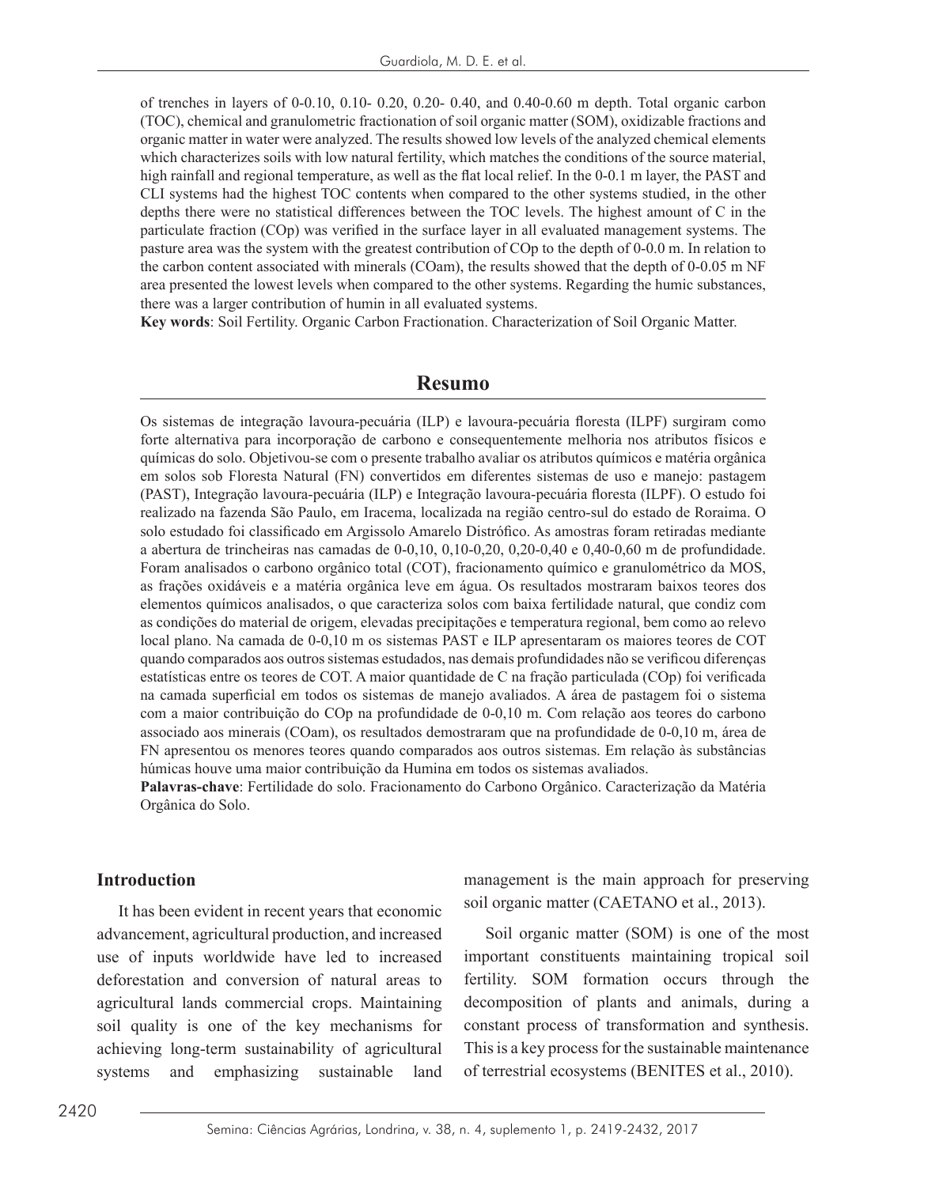of trenches in layers of 0-0.10, 0.10- 0.20, 0.20- 0.40, and 0.40-0.60 m depth. Total organic carbon (TOC), chemical and granulometric fractionation of soil organic matter (SOM), oxidizable fractions and organic matter in water were analyzed. The results showed low levels of the analyzed chemical elements which characterizes soils with low natural fertility, which matches the conditions of the source material, high rainfall and regional temperature, as well as the flat local relief. In the 0-0.1 m layer, the PAST and CLI systems had the highest TOC contents when compared to the other systems studied, in the other depths there were no statistical differences between the TOC levels. The highest amount of C in the particulate fraction (COp) was verified in the surface layer in all evaluated management systems. The pasture area was the system with the greatest contribution of COp to the depth of 0-0.0 m. In relation to the carbon content associated with minerals (COam), the results showed that the depth of 0-0.05 m NF area presented the lowest levels when compared to the other systems. Regarding the humic substances, there was a larger contribution of humin in all evaluated systems.

**Key words**: Soil Fertility. Organic Carbon Fractionation. Characterization of Soil Organic Matter.

## Resumo

Os sistemas de integração lavoura-pecuária (ILP) e lavoura-pecuária floresta (ILPF) surgiram como forte alternativa para incorporação de carbono e consequentemente melhoria nos atributos físicos e químicos do solo. Objetivou-se com o presente trabalho avaliar os atributos químicos e matéria orgânica em solos sob Floresta Natural (FN) convertidos em diferentes sistemas de uso e manejo: pastagem (PAST), Integração lavoura-pecuária (ILP) e Integração lavoura-pecuária floresta (ILPF). O estudo foi realizado na fazenda São Paulo, em Iracema, localizada na região centro-sul do estado de Roraima. O solo estudado foi classificado em Argissolo Amarelo Distrófico. As amostras foram retiradas mediante a abertura de trincheiras nas camadas de 0-0,10, 0,10-0,20, 0,20-0,40 e 0,40-0,60 m de profundidade. Foram analisados o carbono orgânico total (COT), fracionamento químico e granulométrico da MOS, as frações oxidáveis e a matéria orgânica leve em água. Os resultados mostraram baixos teores dos elementos químicos analisados, o que caracteriza solos com baixa fertilidade natural, que condiz com as condições do material de origem, elevadas precipitações e temperatura regional, bem como ao relevo local plano. Na camada de 0-0,10 m os sistemas PAST e ILP apresentaram os maiores teores de COT quando comparados aos outros sistemas estudados, nas demais profundidades não se verificou diferenças estatísticas entre os teores de COT. A maior quantidade de C na fração particulada (COp) foi verificada na camada superficial em todos os sistemas de manejo avaliados. A área de pastagem foi o sistema com a maior contribuição do COp na profundidade de 0-0,10 m. Com relação aos teores do carbono associado aos minerais (COam), os resultados demostraram que na profundidade de 0-0,10 m, área de FN apresentou os menores teores quando comparados aos outros sistemas. Em relação às substâncias húmicas houve uma maior contribuição da Humina em todos os sistemas avaliados.

**Palavras-chave**: Fertilidade do solo. Fracionamento do Carbono Orgânico. Caracterização da Matéria Orgânica do Solo.

## Introduction

It has been evident in recent years that economic advancement, agricultural production, and increased use of inputs worldwide have led to increased deforestation and conversion of natural areas to agricultural lands commercial crops. Maintaining soil quality is one of the key mechanisms for achieving long-term sustainability of agricultural systems and emphasizing sustainable land management is the main approach for preserving soil organic matter (CAETANO et al., 2013).

Soil organic matter (SOM) is one of the most important constituents maintaining tropical soil fertility. SOM formation occurs through the decomposition of plants and animals, during a constant process of transformation and synthesis. This is a key process for the sustainable maintenance of terrestrial ecosystems (BENITES et al., 2010).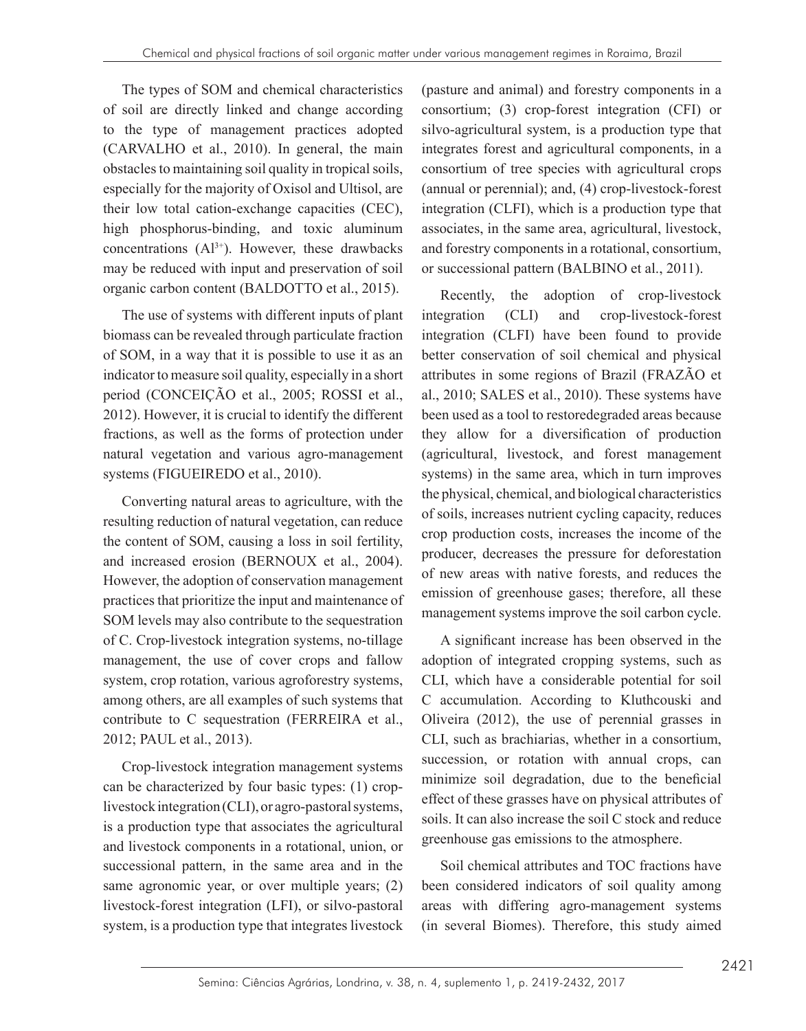The types of SOM and chemical characteristics of soil are directly linked and change according to the type of management practices adopted (CARVALHO et al., 2010). In general, the main obstacles to maintaining soil quality in tropical soils, especially for the majority of Oxisol and Ultisol, are their low total cation-exchange capacities (CEC), high phosphorus-binding, and toxic aluminum concentrations ($Al^{3+}$). However, these drawbacks may be reduced with input and preservation of soil organic carbon content (BALDOTTO et al., 2015).

The use of systems with different inputs of plant biomass can be revealed through particulate fraction of SOM, in a way that it is possible to use it as an indicator to measure soil quality, especially in a short period (CONCEIÇÃO et al., 2005; ROSSI et al., 2012). However, it is crucial to identify the different fractions, as well as the forms of protection under natural vegetation and various agro-management systems (FIGUEIREDO et al., 2010).

Converting natural areas to agriculture, with the resulting reduction of natural vegetation, can reduce the content of SOM, causing a loss in soil fertility, and increased erosion (BERNOUX et al., 2004). However, the adoption of conservation management practices that prioritize the input and maintenance of SOM levels may also contribute to the sequestration of C. Crop-livestock integration systems, no-tillage management, the use of cover crops and fallow system, crop rotation, various agroforestry systems, among others, are all examples of such systems that contribute to C sequestration (FERREIRA et al., 2012; PAUL et al., 2013).

Crop-livestock integration management systems can be characterized by four basic types: (1) crop-livestock integration (CLI), or agro-pastoral systems, is a production type that associates the agricultural and livestock components in a rotational, union, or successional pattern, in the same area and in the same agronomic year, or over multiple years; (2) livestock-forest integration (LFI), or silvo-pastoral system, is a production type that integrates livestock (pasture and animal) and forestry components in a consortium; (3) crop-forest integration (CFI) or silvo-agricultural system, is a production type that integrates forest and agricultural components, in a consortium of tree species with agricultural crops (annual or perennial); and, (4) crop-livestock-forest integration (CLFI), which is a production type that associates, in the same area, agricultural, livestock, and forestry components in a rotational, consortium, or successional pattern (BALBINO et al., 2011).

Recently, the adoption of crop-livestock integration (CLI) and crop-livestock-forest integration (CLFI) have been found to provide better conservation of soil chemical and physical attributes in some regions of Brazil (FRAZÃO et al., 2010; SALES et al., 2010). These systems have been used as a tool to restoredegraded areas because they allow for a diversification of production (agricultural, livestock, and forest management systems) in the same area, which in turn improves the physical, chemical, and biological characteristics of soils, increases nutrient cycling capacity, reduces crop production costs, increases the income of the producer, decreases the pressure for deforestation of new areas with native forests, and reduces the emission of greenhouse gases; therefore, all these management systems improve the soil carbon cycle.

A significant increase has been observed in the adoption of integrated cropping systems, such as CLI, which have a considerable potential for soil C accumulation. According to Kluthcouski and Oliveira (2012), the use of perennial grasses in CLI, such as brachiarias, whether in a consortium, succession, or rotation with annual crops, can minimize soil degradation, due to the beneficial effect of these grasses have on physical attributes of soils. It can also increase the soil C stock and reduce greenhouse gas emissions to the atmosphere.

Soil chemical attributes and TOC fractions have been considered indicators of soil quality among areas with differing agro-management systems (in several Biomes). Therefore, this study aimed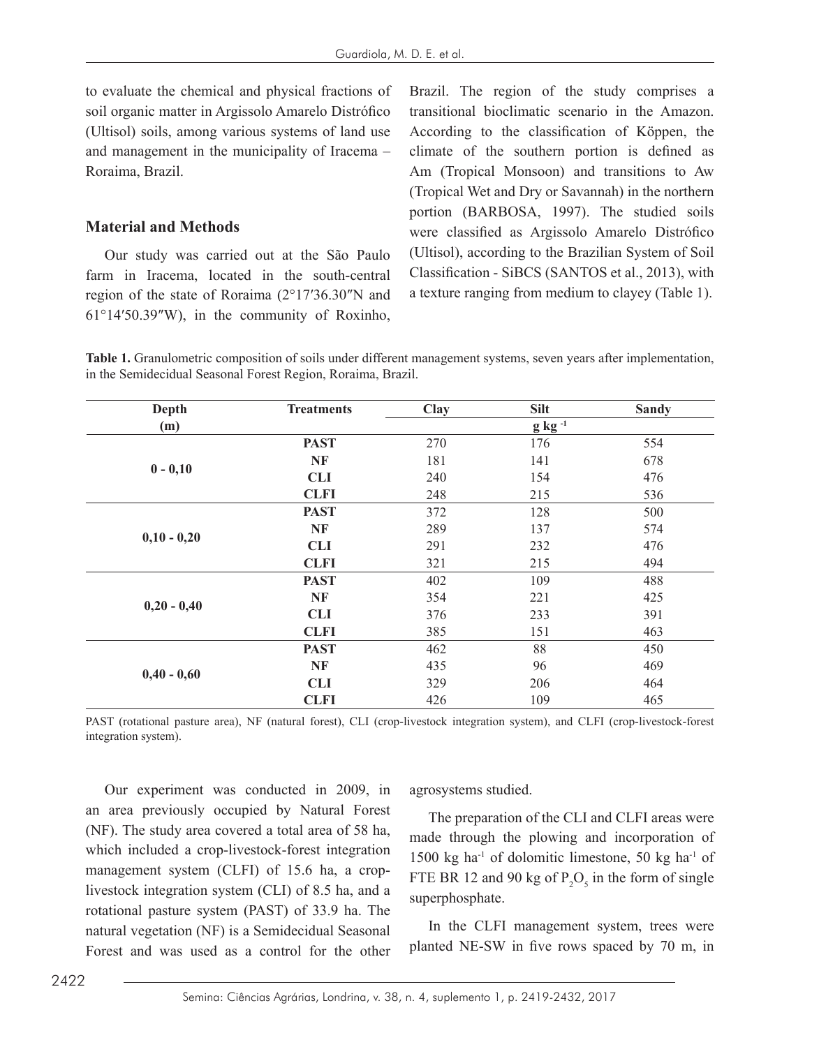to evaluate the chemical and physical fractions of soil organic matter in Argissolo Amarelo Distrófico (Ultisol) soils, among various systems of land use and management in the municipality of Iracema – Roraima, Brazil.

## Material and Methods

Our study was carried out at the São Paulo farm in Iracema, located in the south-central region of the state of Roraima (2°17′36.30″N and 61°14′50.39″W), in the community of Roxinho, Brazil. The region of the study comprises a transitional bioclimatic scenario in the Amazon. According to the classification of Köppen, the climate of the southern portion is defined as Am (Tropical Monsoon) and transitions to Aw (Tropical Wet and Dry or Savannah) in the northern portion (BARBOSA, 1997). The studied soils were classified as Argissolo Amarelo Distrófico (Ultisol), according to the Brazilian System of Soil Classification - SiBCS (SANTOS et al., 2013), with a texture ranging from medium to clayey (Table 1).

**Table 1.** Granulometric composition of soils under different management systems, seven years after implementation, in the Semidecidual Seasonal Forest Region, Roraima, Brazil.

| Depth (m) | Treatments | Clay | Silt | Sandy |
|---|---|---|---|---|
| | | | g kg $^{-1}$ | |
| 0 - 0,10 | PAST | 270 | 176 | 554 |
| | NF | 181 | 141 | 678 |
| | CLI | 240 | 154 | 476 |
| | CLFI | 248 | 215 | 536 |
| 0,10 - 0,20 | PAST | 372 | 128 | 500 |
| | NF | 289 | 137 | 574 |
| | CLI | 291 | 232 | 476 |
| | CLFI | 321 | 215 | 494 |
| 0,20 - 0,40 | PAST | 402 | 109 | 488 |
| | NF | 354 | 221 | 425 |
| | CLI | 376 | 233 | 391 |
| | CLFI | 385 | 151 | 463 |
| 0,40 - 0,60 | PAST | 462 | 88 | 450 |
| | NF | 435 | 96 | 469 |
| | CLI | 329 | 206 | 464 |
| | CLFI | 426 | 109 | 465 |

PAST (rotational pasture area), NF (natural forest), CLI (crop-livestock integration system), and CLFI (crop-livestock-forest integration system).

Our experiment was conducted in 2009, in an area previously occupied by Natural Forest (NF). The study area covered a total area of 58 ha, which included a crop-livestock-forest integration management system (CLFI) of 15.6 ha, a crop-livestock integration system (CLI) of 8.5 ha, and a rotational pasture system (PAST) of 33.9 ha. The natural vegetation (NF) is a Semidecidual Seasonal Forest and was used as a control for the other agrosystems studied.

The preparation of the CLI and CLFI areas were made through the plowing and incorporation of 1500 kg ha$^{-1}$ of dolomitic limestone, 50 kg ha$^{-1}$ of FTE BR 12 and 90 kg of $P_2O_5$ in the form of single superphosphate.

In the CLFI management system, trees were planted NE-SW in five rows spaced by 70 m, in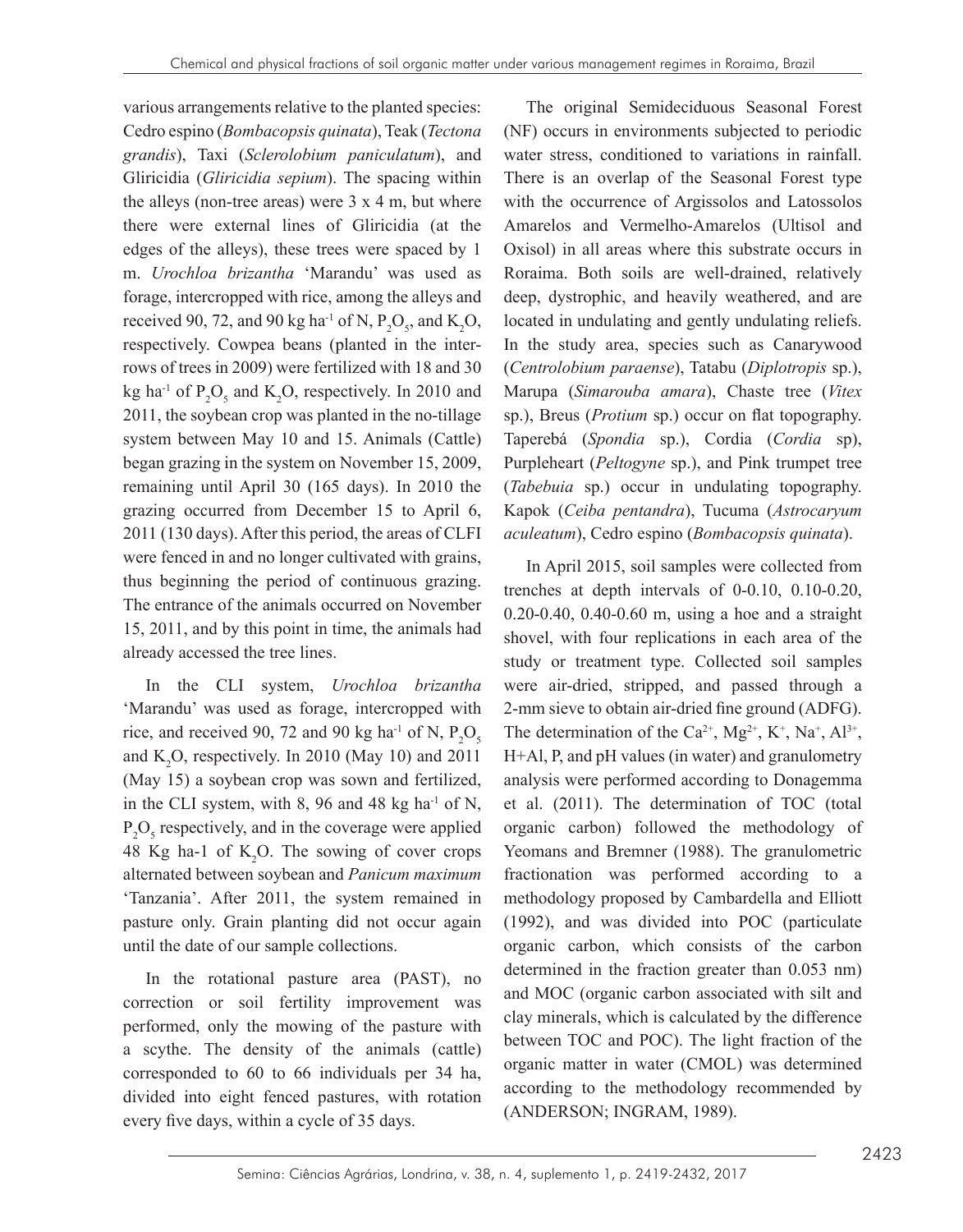various arrangements relative to the planted species: Cedro espino (*Bombacopsis quinata*), Teak (*Tectona grandis*), Taxi (*Sclerolobium paniculatum*), and Gliricidia (*Gliricidia sepium*). The spacing within the alleys (non-tree areas) were 3 x 4 m, but where there were external lines of Gliricidia (at the edges of the alleys), these trees were spaced by 1 m. *Urochloa brizantha* 'Marandu' was used as forage, intercropped with rice, among the alleys and received 90, 72, and 90 kg ha$^{-1}$ of N, $P_2O_5$, and $K_2O$, respectively. Cowpea beans (planted in the inter-rows of trees in 2009) were fertilized with 18 and 30 kg ha$^{-1}$ of $P_2O_5$ and $K_2O$, respectively. In 2010 and 2011, the soybean crop was planted in the no-tillage system between May 10 and 15. Animals (Cattle) began grazing in the system on November 15, 2009, remaining until April 30 (165 days). In 2010 the grazing occurred from December 15 to April 6, 2011 (130 days). After this period, the areas of CLFI were fenced in and no longer cultivated with grains, thus beginning the period of continuous grazing. The entrance of the animals occurred on November 15, 2011, and by this point in time, the animals had already accessed the tree lines.

In the CLI system, *Urochloa brizantha* 'Marandu' was used as forage, intercropped with rice, and received 90, 72 and 90 kg ha$^{-1}$ of N, $P_2O_5$ and $K_2O$, respectively. In 2010 (May 10) and 2011 (May 15) a soybean crop was sown and fertilized, in the CLI system, with 8, 96 and 48 kg ha$^{-1}$ of N, $P_2O_5$ respectively, and in the coverage were applied 48 Kg ha-1 of $K_2O$. The sowing of cover crops alternated between soybean and *Panicum maximum* 'Tanzania'. After 2011, the system remained in pasture only. Grain planting did not occur again until the date of our sample collections.

In the rotational pasture area (PAST), no correction or soil fertility improvement was performed, only the mowing of the pasture with a scythe. The density of the animals (cattle) corresponded to 60 to 66 individuals per 34 ha, divided into eight fenced pastures, with rotation every five days, within a cycle of 35 days.

The original Semideciduous Seasonal Forest (NF) occurs in environments subjected to periodic water stress, conditioned to variations in rainfall. There is an overlap of the Seasonal Forest type with the occurrence of Argissolos and Latossolos Amarelos and Vermelho-Amarelos (Ultisol and Oxisol) in all areas where this substrate occurs in Roraima. Both soils are well-drained, relatively deep, dystrophic, and heavily weathered, and are located in undulating and gently undulating reliefs. In the study area, species such as Canarywood (*Centrolobium paraense*), Tatabu (*Diplotropis* sp.), Marupa (*Simarouba amara*), Chaste tree (*Vitex* sp.), Breus (*Protium* sp.) occur on flat topography. Taperebá (*Spondia* sp.), Cordia (*Cordia* sp), Purpleheart (*Peltogyne* sp.), and Pink trumpet tree (*Tabebuia* sp.) occur in undulating topography. Kapok (*Ceiba pentandra*), Tucuma (*Astrocaryum aculeatum*), Cedro espino (*Bombacopsis quinata*).

In April 2015, soil samples were collected from trenches at depth intervals of 0-0.10, 0.10-0.20, 0.20-0.40, 0.40-0.60 m, using a hoe and a straight shovel, with four replications in each area of the study or treatment type. Collected soil samples were air-dried, stripped, and passed through a 2-mm sieve to obtain air-dried fine ground (ADFG). The determination of the $Ca^{2+}$, $Mg^{2+}$, $K^{+}$, $Na^{+}$, $Al^{3+}$, H+Al, P, and pH values (in water) and granulometry analysis were performed according to Donagemma et al. (2011). The determination of TOC (total organic carbon) followed the methodology of Yeomans and Bremner (1988). The granulometric fractionation was performed according to a methodology proposed by Cambardella and Elliott (1992), and was divided into POC (particulate organic carbon, which consists of the carbon determined in the fraction greater than 0.053 nm) and MOC (organic carbon associated with silt and clay minerals, which is calculated by the difference between TOC and POC). The light fraction of the organic matter in water (CMOL) was determined according to the methodology recommended by (ANDERSON; INGRAM, 1989).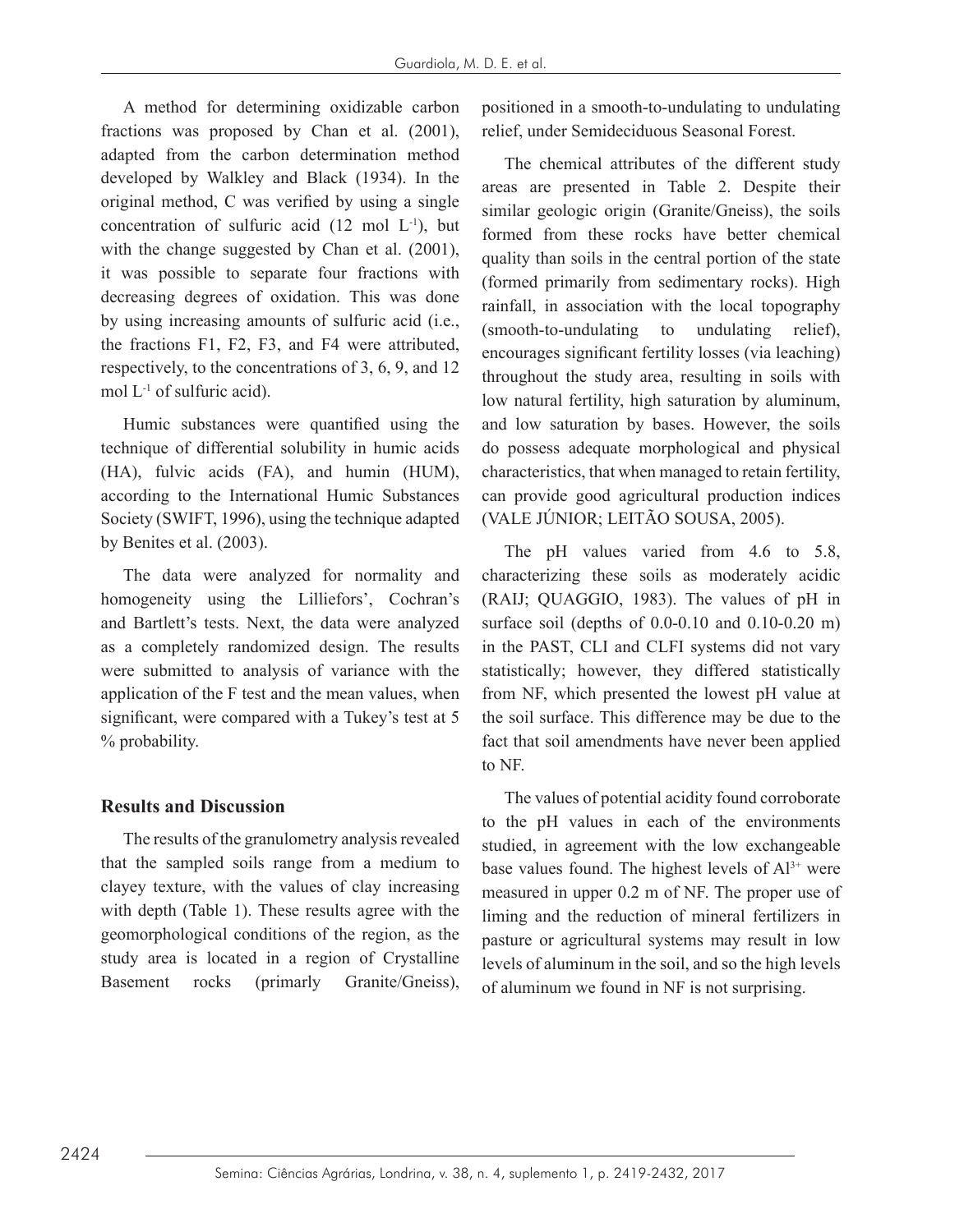A method for determining oxidizable carbon fractions was proposed by Chan et al. (2001), adapted from the carbon determination method developed by Walkley and Black (1934). In the original method, C was verified by using a single concentration of sulfuric acid (12 mol $L^{-1}$), but with the change suggested by Chan et al. (2001), it was possible to separate four fractions with decreasing degrees of oxidation. This was done by using increasing amounts of sulfuric acid (i.e., the fractions F1, F2, F3, and F4 were attributed, respectively, to the concentrations of 3, 6, 9, and 12 mol $L^{-1}$ of sulfuric acid).

Humic substances were quantified using the technique of differential solubility in humic acids (HA), fulvic acids (FA), and humin (HUM), according to the International Humic Substances Society (SWIFT, 1996), using the technique adapted by Benites et al. (2003).

The data were analyzed for normality and homogeneity using the Lilliefors', Cochran's and Bartlett's tests. Next, the data were analyzed as a completely randomized design. The results were submitted to analysis of variance with the application of the F test and the mean values, when significant, were compared with a Tukey's test at 5 % probability.

## Results and Discussion

The results of the granulometry analysis revealed that the sampled soils range from a medium to clayey texture, with the values of clay increasing with depth (Table 1). These results agree with the geomorphological conditions of the region, as the study area is located in a region of Crystalline Basement rocks (primarly Granite/Gneiss), positioned in a smooth-to-undulating to undulating relief, under Semideciduous Seasonal Forest.

The chemical attributes of the different study areas are presented in Table 2. Despite their similar geologic origin (Granite/Gneiss), the soils formed from these rocks have better chemical quality than soils in the central portion of the state (formed primarily from sedimentary rocks). High rainfall, in association with the local topography (smooth-to-undulating to undulating relief), encourages significant fertility losses (via leaching) throughout the study area, resulting in soils with low natural fertility, high saturation by aluminum, and low saturation by bases. However, the soils do possess adequate morphological and physical characteristics, that when managed to retain fertility, can provide good agricultural production indices (VALE JÚNIOR; LEITÃO SOUSA, 2005).

The pH values varied from 4.6 to 5.8, characterizing these soils as moderately acidic (RAIJ; QUAGGIO, 1983). The values of pH in surface soil (depths of 0.0-0.10 and 0.10-0.20 m) in the PAST, CLI and CLFI systems did not vary statistically; however, they differed statistically from NF, which presented the lowest pH value at the soil surface. This difference may be due to the fact that soil amendments have never been applied to NF.

The values of potential acidity found corroborate to the pH values in each of the environments studied, in agreement with the low exchangeable base values found. The highest levels of $Al^{3+}$ were measured in upper 0.2 m of NF. The proper use of liming and the reduction of mineral fertilizers in pasture or agricultural systems may result in low levels of aluminum in the soil, and so the high levels of aluminum we found in NF is not surprising.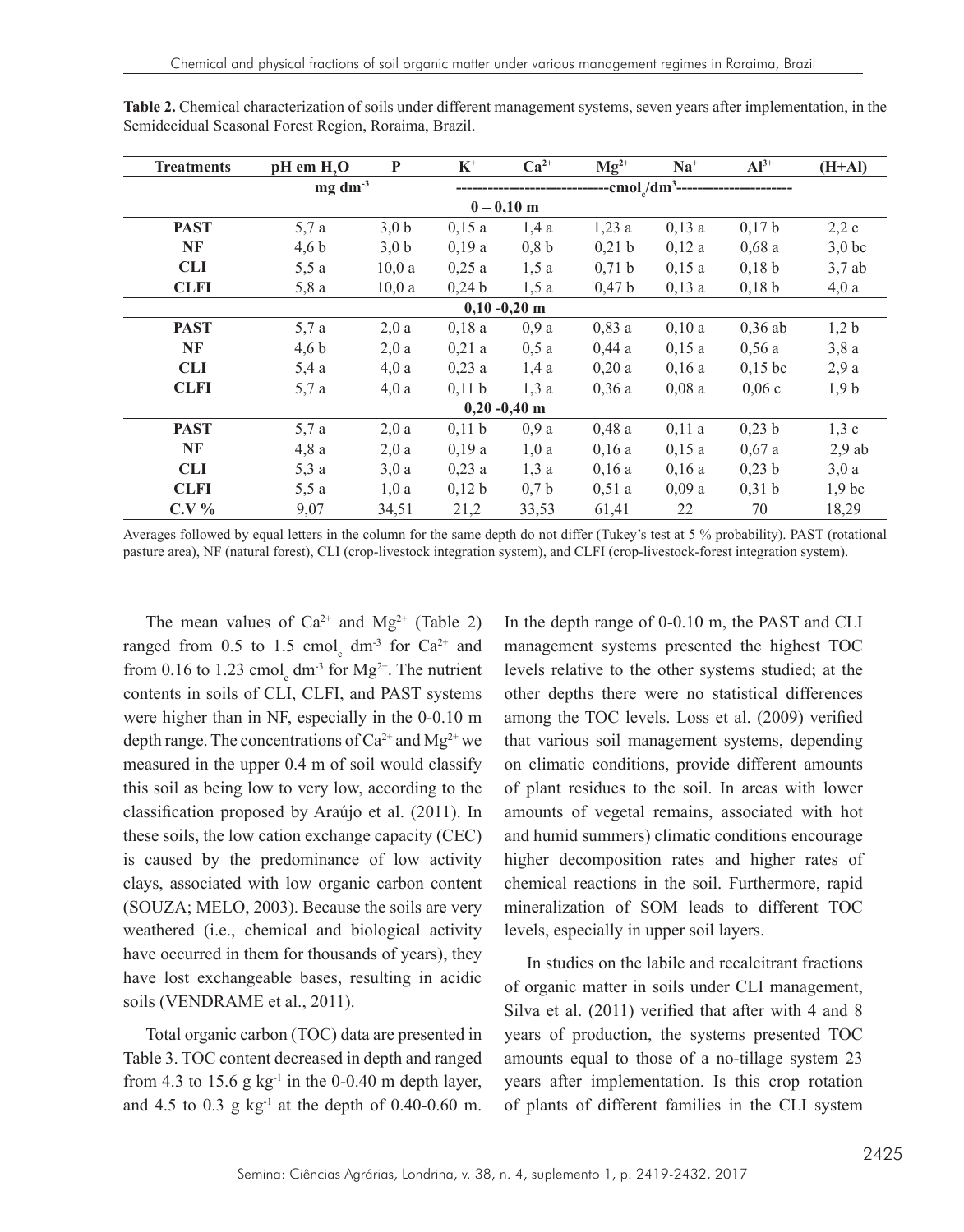**Table 2.** Chemical characterization of soils under different management systems, seven years after implementation, in the Semidecidual Seasonal Forest Region, Roraima, Brazil.

| Treatments | pH em $H_2O$ | P | $K^+$ | $Ca^{2+}$ | $Mg^{2+}$ | $Na^+$ | $Al^{3+}$ | (H+Al) |
|---|---|---|---|---|---|---|---|---|
| | | mg dm$^{-3}$ | -----------------------------cmol$_c$/dm$^3$---------------------- | | | | | |
| | | | | 0 – 0,10 m | | | | |
| **PAST** | 5,7 a | 3,0 b | 0,15 a | 1,4 a | 1,23 a | 0,13 a | 0,17 b | 2,2 c |
| **NF** | 4,6 b | 3,0 b | 0,19 a | 0,8 b | 0,21 b | 0,12 a | 0,68 a | 3,0 bc |
| **CLI** | 5,5 a | 10,0 a | 0,25 a | 1,5 a | 0,71 b | 0,15 a | 0,18 b | 3,7 ab |
| **CLFI** | 5,8 a | 10,0 a | 0,24 b | 1,5 a | 0,47 b | 0,13 a | 0,18 b | 4,0 a |
| | | | | 0,10 -0,20 m | | | | |
| **PAST** | 5,7 a | 2,0 a | 0,18 a | 0,9 a | 0,83 a | 0,10 a | 0,36 ab | 1,2 b |
| **NF** | 4,6 b | 2,0 a | 0,21 a | 0,5 a | 0,44 a | 0,15 a | 0,56 a | 3,8 a |
| **CLI** | 5,4 a | 4,0 a | 0,23 a | 1,4 a | 0,20 a | 0,16 a | 0,15 bc | 2,9 a |
| **CLFI** | 5,7 a | 4,0 a | 0,11 b | 1,3 a | 0,36 a | 0,08 a | 0,06 c | 1,9 b |
| | | | | 0,20 -0,40 m | | | | |
| **PAST** | 5,7 a | 2,0 a | 0,11 b | 0,9 a | 0,48 a | 0,11 a | 0,23 b | 1,3 c |
| **NF** | 4,8 a | 2,0 a | 0,19 a | 1,0 a | 0,16 a | 0,15 a | 0,67 a | 2,9 ab |
| **CLI** | 5,3 a | 3,0 a | 0,23 a | 1,3 a | 0,16 a | 0,16 a | 0,23 b | 3,0 a |
| **CLFI** | 5,5 a | 1,0 a | 0,12 b | 0,7 b | 0,51 a | 0,09 a | 0,31 b | 1,9 bc |
| **C.V %** | 9,07 | 34,51 | 21,2 | 33,53 | 61,41 | 22 | 70 | 18,29 |

Averages followed by equal letters in the column for the same depth do not differ (Tukey's test at 5 % probability). PAST (rotational pasture area), NF (natural forest), CLI (crop-livestock integration system), and CLFI (crop-livestock-forest integration system).

The mean values of $Ca^{2+}$ and $Mg^{2+}$ (Table 2) ranged from 0.5 to 1.5 cmol$_c$ dm$^{-3}$ for $Ca^{2+}$ and from 0.16 to 1.23 cmol$_c$ dm$^{-3}$ for $Mg^{2+}$. The nutrient contents in soils of CLI, CLFI, and PAST systems were higher than in NF, especially in the 0-0.10 m depth range. The concentrations of $Ca^{2+}$ and $Mg^{2+}$ we measured in the upper 0.4 m of soil would classify this soil as being low to very low, according to the classification proposed by Araújo et al. (2011). In these soils, the low cation exchange capacity (CEC) is caused by the predominance of low activity clays, associated with low organic carbon content (SOUZA; MELO, 2003). Because the soils are very weathered (i.e., chemical and biological activity have occurred in them for thousands of years), they have lost exchangeable bases, resulting in acidic soils (VENDRAME et al., 2011).

Total organic carbon (TOC) data are presented in Table 3. TOC content decreased in depth and ranged from 4.3 to 15.6 g kg$^{-1}$ in the 0-0.40 m depth layer, and 4.5 to 0.3 g kg$^{-1}$ at the depth of 0.40-0.60 m. In the depth range of 0-0.10 m, the PAST and CLI management systems presented the highest TOC levels relative to the other systems studied; at the other depths there were no statistical differences among the TOC levels. Loss et al. (2009) verified that various soil management systems, depending on climatic conditions, provide different amounts of plant residues to the soil. In areas with lower amounts of vegetal remains, associated with hot and humid summers) climatic conditions encourage higher decomposition rates and higher rates of chemical reactions in the soil. Furthermore, rapid mineralization of SOM leads to different TOC levels, especially in upper soil layers.

In studies on the labile and recalcitrant fractions of organic matter in soils under CLI management, Silva et al. (2011) verified that after with 4 and 8 years of production, the systems presented TOC amounts equal to those of a no-tillage system 23 years after implementation. Is this crop rotation of plants of different families in the CLI system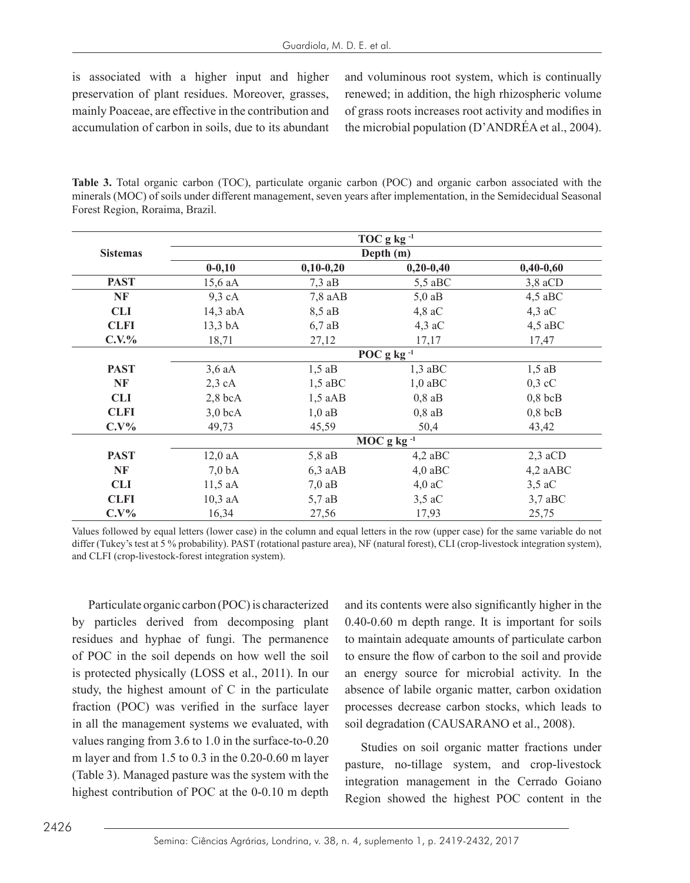is associated with a higher input and higher preservation of plant residues. Moreover, grasses, mainly Poaceae, are effective in the contribution and accumulation of carbon in soils, due to its abundant and voluminous root system, which is continually renewed; in addition, the high rhizospheric volume of grass roots increases root activity and modifies in the microbial population (D'ANDRÉA et al., 2004).

**Table 3.** Total organic carbon (TOC), particulate organic carbon (POC) and organic carbon associated with the minerals (MOC) of soils under different management, seven years after implementation, in the Semidecidual Seasonal Forest Region, Roraima, Brazil.

| Sistemas | TOC g kg $^{-1}$ | | | |
|---|---|---|---|---|
| | Depth (m) | | | |
| | 0-0,10 | 0,10-0,20 | 0,20-0,40 | 0,40-0,60 |
| **PAST** | 15,6 aA | 7,3 aB | 5,5 aBC | 3,8 aCD |
| **NF** | 9,3 cA | 7,8 aAB | 5,0 aB | 4,5 aBC |
| **CLI** | 14,3 abA | 8,5 aB | 4,8 aC | 4,3 aC |
| **CLFI** | 13,3 bA | 6,7 aB | 4,3 aC | 4,5 aBC |
| **C.V.%** | 18,71 | 27,12 | 17,17 | 17,47 |
| | POC g kg $^{-1}$ | | | |
| **PAST** | 3,6 aA | 1,5 aB | 1,3 aBC | 1,5 aB |
| **NF** | 2,3 cA | 1,5 aBC | 1,0 aBC | 0,3 cC |
| **CLI** | 2,8 bcA | 1,5 aAB | 0,8 aB | 0,8 bcB |
| **CLFI** | 3,0 bcA | 1,0 aB | 0,8 aB | 0,8 bcB |
| **C.V%** | 49,73 | 45,59 | 50,4 | 43,42 |
| | MOC g kg $^{-1}$ | | | |
| **PAST** | 12,0 aA | 5,8 aB | 4,2 aBC | 2,3 aCD |
| **NF** | 7,0 bA | 6,3 aAB | 4,0 aBC | 4,2 aABC |
| **CLI** | 11,5 aA | 7,0 aB | 4,0 aC | 3,5 aC |
| **CLFI** | 10,3 aA | 5,7 aB | 3,5 aC | 3,7 aBC |
| **C.V%** | 16,34 | 27,56 | 17,93 | 25,75 |

Values followed by equal letters (lower case) in the column and equal letters in the row (upper case) for the same variable do not differ (Tukey's test at 5 % probability). PAST (rotational pasture area), NF (natural forest), CLI (crop-livestock integration system), and CLFI (crop-livestock-forest integration system).

Particulate organic carbon (POC) is characterized by particles derived from decomposing plant residues and hyphae of fungi. The permanence of POC in the soil depends on how well the soil is protected physically (LOSS et al., 2011). In our study, the highest amount of C in the particulate fraction (POC) was verified in the surface layer in all the management systems we evaluated, with values ranging from 3.6 to 1.0 in the surface-to-0.20 m layer and from 1.5 to 0.3 in the 0.20-0.60 m layer (Table 3). Managed pasture was the system with the highest contribution of POC at the 0-0.10 m depth and its contents were also significantly higher in the 0.40-0.60 m depth range. It is important for soils to maintain adequate amounts of particulate carbon to ensure the flow of carbon to the soil and provide an energy source for microbial activity. In the absence of labile organic matter, carbon oxidation processes decrease carbon stocks, which leads to soil degradation (CAUSARANO et al., 2008).

Studies on soil organic matter fractions under pasture, no-tillage system, and crop-livestock integration management in the Cerrado Goiano Region showed the highest POC content in the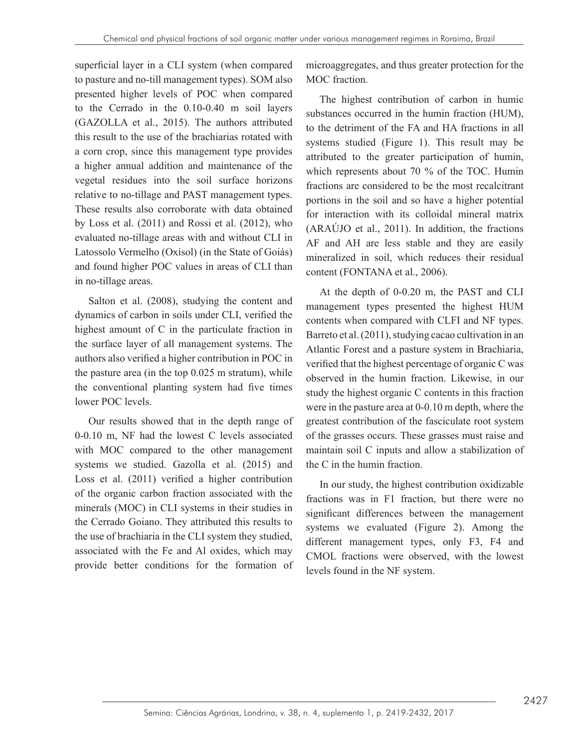superficial layer in a CLI system (when compared to pasture and no-till management types). SOM also presented higher levels of POC when compared to the Cerrado in the 0.10-0.40 m soil layers (GAZOLLA et al., 2015). The authors attributed this result to the use of the brachiarias rotated with a corn crop, since this management type provides a higher annual addition and maintenance of the vegetal residues into the soil surface horizons relative to no-tillage and PAST management types. These results also corroborate with data obtained by Loss et al. (2011) and Rossi et al. (2012), who evaluated no-tillage areas with and without CLI in Latossolo Vermelho (Oxisol) (in the State of Goiás) and found higher POC values in areas of CLI than in no-tillage areas.

Salton et al. (2008), studying the content and dynamics of carbon in soils under CLI, verified the highest amount of C in the particulate fraction in the surface layer of all management systems. The authors also verified a higher contribution in POC in the pasture area (in the top 0.025 m stratum), while the conventional planting system had five times lower POC levels.

Our results showed that in the depth range of 0-0.10 m, NF had the lowest C levels associated with MOC compared to the other management systems we studied. Gazolla et al. (2015) and Loss et al. (2011) verified a higher contribution of the organic carbon fraction associated with the minerals (MOC) in CLI systems in their studies in the Cerrado Goiano. They attributed this results to the use of brachiaria in the CLI system they studied, associated with the Fe and Al oxides, which may provide better conditions for the formation of microaggregates, and thus greater protection for the MOC fraction.

The highest contribution of carbon in humic substances occurred in the humin fraction (HUM), to the detriment of the FA and HA fractions in all systems studied (Figure 1). This result may be attributed to the greater participation of humin, which represents about 70 % of the TOC. Humin fractions are considered to be the most recalcitrant portions in the soil and so have a higher potential for interaction with its colloidal mineral matrix (ARAÚJO et al., 2011). In addition, the fractions AF and AH are less stable and they are easily mineralized in soil, which reduces their residual content (FONTANA et al., 2006).

At the depth of 0-0.20 m, the PAST and CLI management types presented the highest HUM contents when compared with CLFI and NF types. Barreto et al. (2011), studying cacao cultivation in an Atlantic Forest and a pasture system in Brachiaria, verified that the highest percentage of organic C was observed in the humin fraction. Likewise, in our study the highest organic C contents in this fraction were in the pasture area at 0-0.10 m depth, where the greatest contribution of the fasciculate root system of the grasses occurs. These grasses must raise and maintain soil C inputs and allow a stabilization of the C in the humin fraction.

In our study, the highest contribution oxidizable fractions was in F1 fraction, but there were no significant differences between the management systems we evaluated (Figure 2). Among the different management types, only F3, F4 and CMOL fractions were observed, with the lowest levels found in the NF system.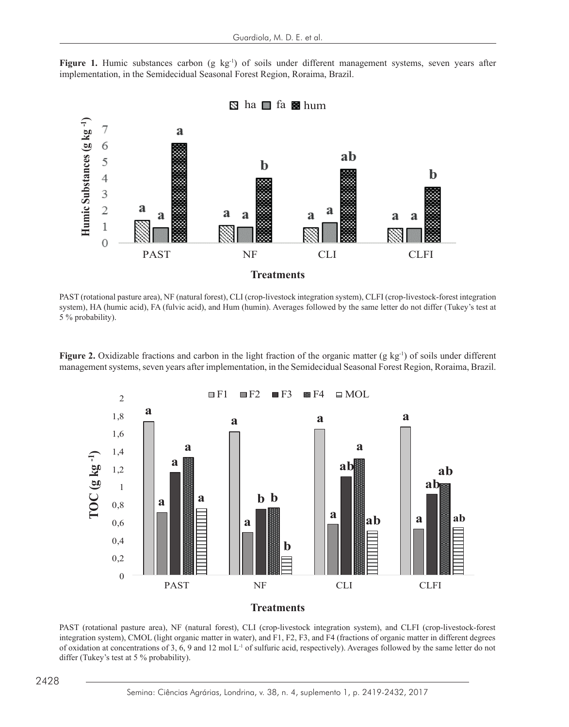**Figure 1.** Humic substances carbon (g kg$^{-1}$) of soils under different management systems, seven years after implementation, in the Semidecidual Seasonal Forest Region, Roraima, Brazil.

PAST (rotational pasture area), NF (natural forest), CLI (crop-livestock integration system), CLFI (crop-livestock-forest integration system), HA (humic acid), FA (fulvic acid), and Hum (humin). Averages followed by the same letter do not differ (Tukey's test at 5 % probability).

**Figure 2.** Oxidizable fractions and carbon in the light fraction of the organic matter (g kg$^{-1}$) of soils under different management systems, seven years after implementation, in the Semidecidual Seasonal Forest Region, Roraima, Brazil.

PAST (rotational pasture area), NF (natural forest), CLI (crop-livestock integration system), and CLFI (crop-livestock-forest integration system), CMOL (light organic matter in water), and F1, F2, F3, and F4 (fractions of organic matter in different degrees of oxidation at concentrations of 3, 6, 9 and 12 mol L$^{-1}$ of sulfuric acid, respectively). Averages followed by the same letter do not differ (Tukey's test at 5 % probability).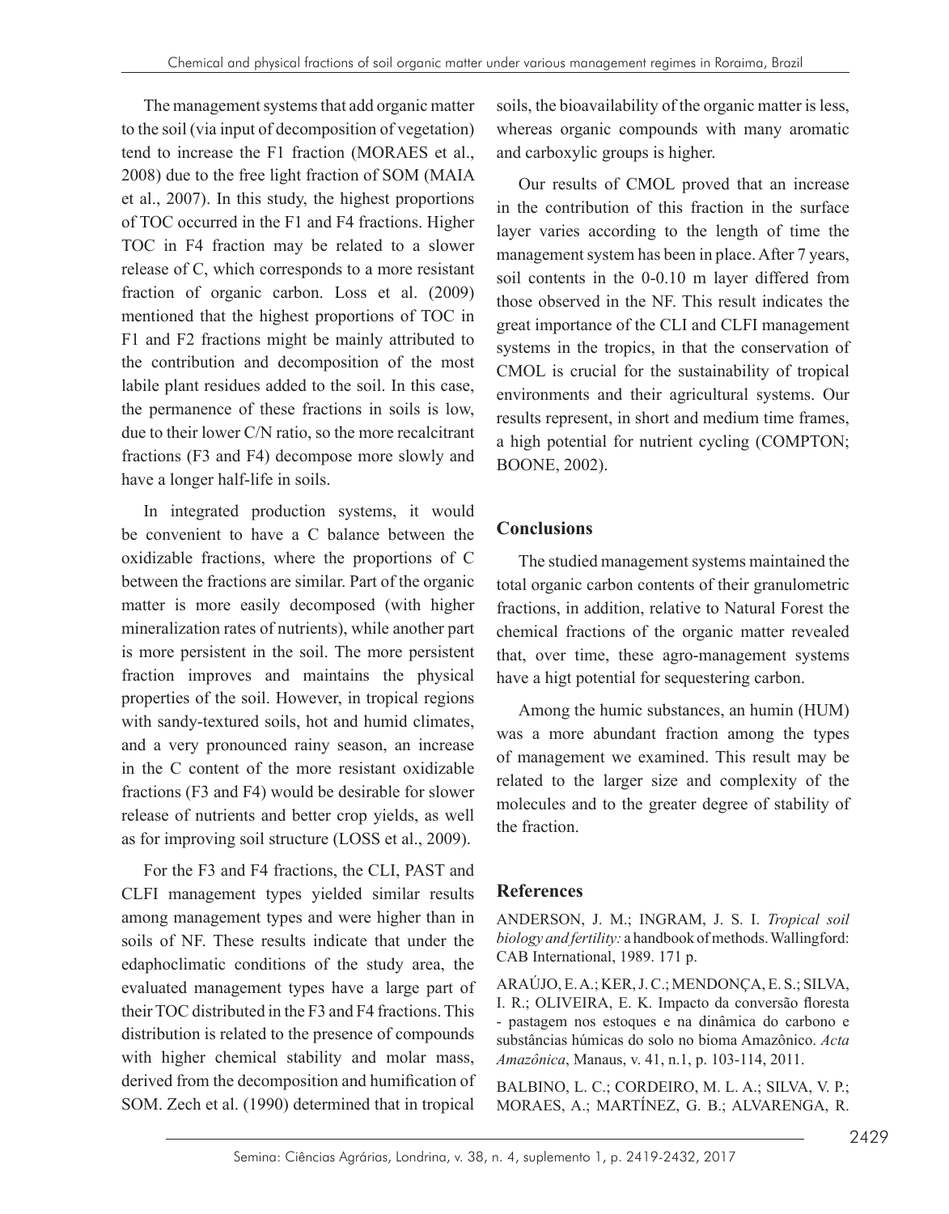The management systems that add organic matter to the soil (via input of decomposition of vegetation) tend to increase the F1 fraction (MORAES et al., 2008) due to the free light fraction of SOM (MAIA et al., 2007). In this study, the highest proportions of TOC occurred in the F1 and F4 fractions. Higher TOC in F4 fraction may be related to a slower release of C, which corresponds to a more resistant fraction of organic carbon. Loss et al. (2009) mentioned that the highest proportions of TOC in F1 and F2 fractions might be mainly attributed to the contribution and decomposition of the most labile plant residues added to the soil. In this case, the permanence of these fractions in soils is low, due to their lower C/N ratio, so the more recalcitrant fractions (F3 and F4) decompose more slowly and have a longer half-life in soils.

In integrated production systems, it would be convenient to have a C balance between the oxidizable fractions, where the proportions of C between the fractions are similar. Part of the organic matter is more easily decomposed (with higher mineralization rates of nutrients), while another part is more persistent in the soil. The more persistent fraction improves and maintains the physical properties of the soil. However, in tropical regions with sandy-textured soils, hot and humid climates, and a very pronounced rainy season, an increase in the C content of the more resistant oxidizable fractions (F3 and F4) would be desirable for slower release of nutrients and better crop yields, as well as for improving soil structure (LOSS et al., 2009).

For the F3 and F4 fractions, the CLI, PAST and CLFI management types yielded similar results among management types and were higher than in soils of NF. These results indicate that under the edaphoclimatic conditions of the study area, the evaluated management types have a large part of their TOC distributed in the F3 and F4 fractions. This distribution is related to the presence of compounds with higher chemical stability and molar mass, derived from the decomposition and humification of SOM. Zech et al. (1990) determined that in tropical soils, the bioavailability of the organic matter is less, whereas organic compounds with many aromatic and carboxylic groups is higher.

Our results of CMOL proved that an increase in the contribution of this fraction in the surface layer varies according to the length of time the management system has been in place. After 7 years, soil contents in the 0-0.10 m layer differed from those observed in the NF. This result indicates the great importance of the CLI and CLFI management systems in the tropics, in that the conservation of CMOL is crucial for the sustainability of tropical environments and their agricultural systems. Our results represent, in short and medium time frames, a high potential for nutrient cycling (COMPTON; BOONE, 2002).

## Conclusions

The studied management systems maintained the total organic carbon contents of their granulometric fractions, in addition, relative to Natural Forest the chemical fractions of the organic matter revealed that, over time, these agro-management systems have a higt potential for sequestering carbon.

Among the humic substances, an humin (HUM) was a more abundant fraction among the types of management we examined. This result may be related to the larger size and complexity of the molecules and to the greater degree of stability of the fraction.

## References

ANDERSON, J. M.; INGRAM, J. S. I. *Tropical soil biology and fertility:* a handbook of methods. Wallingford: CAB International, 1989. 171 p.

ARAÚJO, E. A.; KER, J. C.; MENDONÇA, E. S.; SILVA, I. R.; OLIVEIRA, E. K. Impacto da conversão floresta - pastagem nos estoques e na dinâmica do carbono e substâncias húmicas do solo no bioma Amazônico. *Acta Amazônica*, Manaus, v. 41, n.1, p. 103-114, 2011.

BALBINO, L. C.; CORDEIRO, M. L. A.; SILVA, V. P.; MORAES, A.; MARTÍNEZ, G. B.; ALVARENGA, R.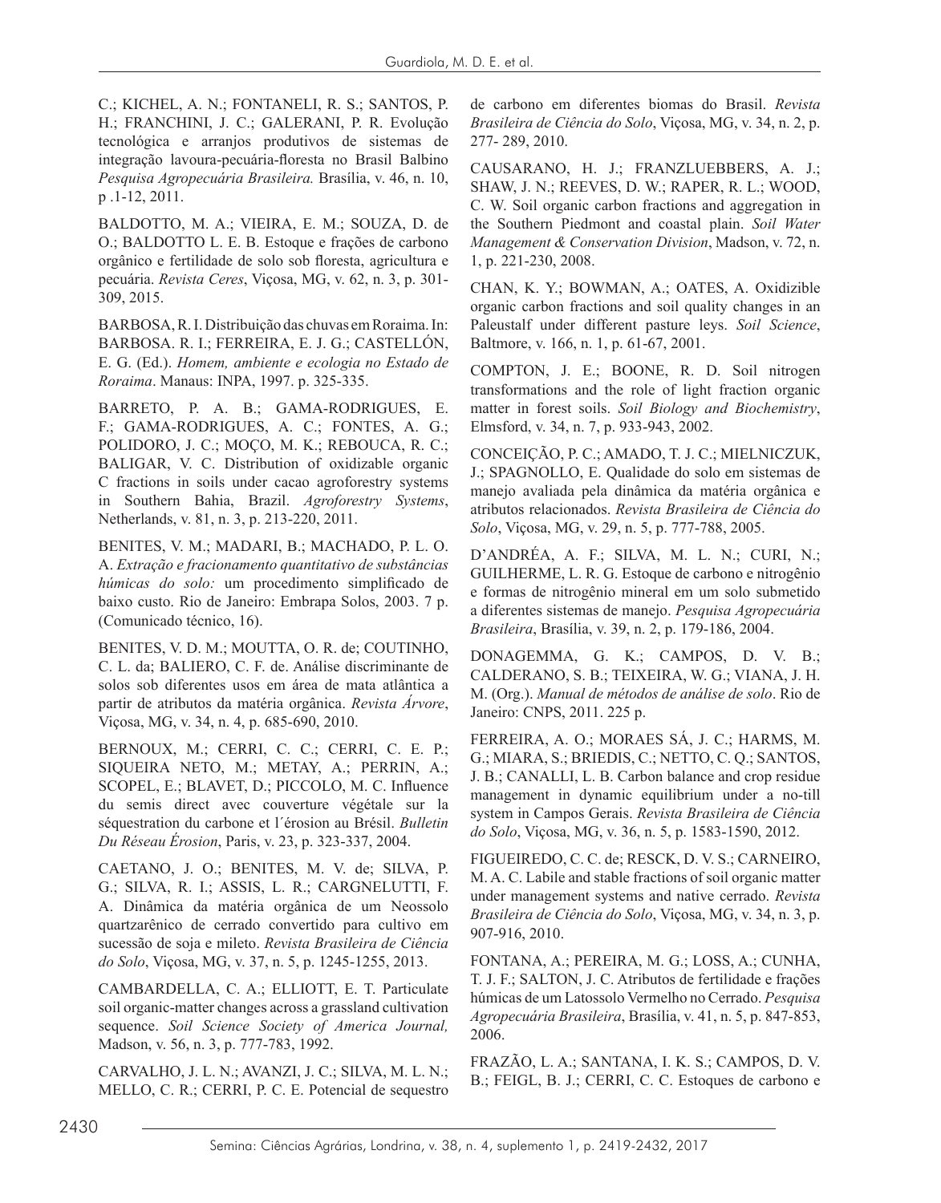C.; KICHEL, A. N.; FONTANELI, R. S.; SANTOS, P. H.; FRANCHINI, J. C.; GALERANI, P. R. Evolução tecnológica e arranjos produtivos de sistemas de integração lavoura-pecuária-floresta no Brasil Balbino *Pesquisa Agropecuária Brasileira.* Brasília, v. 46, n. 10, p .1-12, 2011.

BALDOTTO, M. A.; VIEIRA, E. M.; SOUZA, D. de O.; BALDOTTO L. E. B. Estoque e frações de carbono orgânico e fertilidade de solo sob floresta, agricultura e pecuária. *Revista Ceres*, Viçosa, MG, v. 62, n. 3, p. 301-309, 2015.

BARBOSA, R. I. Distribuição das chuvas em Roraima. In: BARBOSA. R. I.; FERREIRA, E. J. G.; CASTELLÓN, E. G. (Ed.). *Homem, ambiente e ecologia no Estado de Roraima*. Manaus: INPA, 1997. p. 325-335.

BARRETO, P. A. B.; GAMA-RODRIGUES, E. F.; GAMA-RODRIGUES, A. C.; FONTES, A. G.; POLIDORO, J. C.; MOÇO, M. K.; REBOUCA, R. C.; BALIGAR, V. C. Distribution of oxidizable organic C fractions in soils under cacao agroforestry systems in Southern Bahia, Brazil. *Agroforestry Systems*, Netherlands, v. 81, n. 3, p. 213-220, 2011.

BENITES, V. M.; MADARI, B.; MACHADO, P. L. O. A. *Extração e fracionamento quantitativo de substâncias húmicas do solo:* um procedimento simplificado de baixo custo. Rio de Janeiro: Embrapa Solos, 2003. 7 p. (Comunicado técnico, 16).

BENITES, V. D. M.; MOUTTA, O. R. de; COUTINHO, C. L. da; BALIERO, C. F. de. Análise discriminante de solos sob diferentes usos em área de mata atlântica a partir de atributos da matéria orgânica. *Revista Árvore*, Viçosa, MG, v. 34, n. 4, p. 685-690, 2010.

BERNOUX, M.; CERRI, C. C.; CERRI, C. E. P.; SIQUEIRA NETO, M.; METAY, A.; PERRIN, A.; SCOPEL, E.; BLAVET, D.; PICCOLO, M. C. Influence du semis direct avec couverture végétale sur la séquestration du carbone et l´érosion au Brésil. *Bulletin Du Réseau Érosion*, Paris, v. 23, p. 323-337, 2004.

CAETANO, J. O.; BENITES, M. V. de; SILVA, P. G.; SILVA, R. I.; ASSIS, L. R.; CARGNELUTTI, F. A. Dinâmica da matéria orgânica de um Neossolo quartzarênico de cerrado convertido para cultivo em sucessão de soja e mileto. *Revista Brasileira de Ciência do Solo*, Viçosa, MG, v. 37, n. 5, p. 1245-1255, 2013.

CAMBARDELLA, C. A.; ELLIOTT, E. T. Particulate soil organic-matter changes across a grassland cultivation sequence. *Soil Science Society of America Journal,* Madson, v. 56, n. 3, p. 777-783, 1992.

CARVALHO, J. L. N.; AVANZI, J. C.; SILVA, M. L. N.; MELLO, C. R.; CERRI, P. C. E. Potencial de sequestro de carbono em diferentes biomas do Brasil. *Revista Brasileira de Ciência do Solo*, Viçosa, MG, v. 34, n. 2, p. 277- 289, 2010.

CAUSARANO, H. J.; FRANZLUEBBERS, A. J.; SHAW, J. N.; REEVES, D. W.; RAPER, R. L.; WOOD, C. W. Soil organic carbon fractions and aggregation in the Southern Piedmont and coastal plain. *Soil Water Management & Conservation Division*, Madson, v. 72, n. 1, p. 221-230, 2008.

CHAN, K. Y.; BOWMAN, A.; OATES, A. Oxidizible organic carbon fractions and soil quality changes in an Paleustalf under different pasture leys. *Soil Science*, Baltmore, v. 166, n. 1, p. 61-67, 2001.

COMPTON, J. E.; BOONE, R. D. Soil nitrogen transformations and the role of light fraction organic matter in forest soils. *Soil Biology and Biochemistry*, Elmsford, v. 34, n. 7, p. 933-943, 2002.

CONCEIÇÃO, P. C.; AMADO, T. J. C.; MIELNICZUK, J.; SPAGNOLLO, E. Qualidade do solo em sistemas de manejo avaliada pela dinâmica da matéria orgânica e atributos relacionados. *Revista Brasileira de Ciência do Solo*, Viçosa, MG, v. 29, n. 5, p. 777-788, 2005.

D'ANDRÉA, A. F.; SILVA, M. L. N.; CURI, N.; GUILHERME, L. R. G. Estoque de carbono e nitrogênio e formas de nitrogênio mineral em um solo submetido a diferentes sistemas de manejo. *Pesquisa Agropecuária Brasileira*, Brasília, v. 39, n. 2, p. 179-186, 2004.

DONAGEMMA, G. K.; CAMPOS, D. V. B.; CALDERANO, S. B.; TEIXEIRA, W. G.; VIANA, J. H. M. (Org.). *Manual de métodos de análise de solo*. Rio de Janeiro: CNPS, 2011. 225 p.

FERREIRA, A. O.; MORAES SÁ, J. C.; HARMS, M. G.; MIARA, S.; BRIEDIS, C.; NETTO, C. Q.; SANTOS, J. B.; CANALLI, L. B. Carbon balance and crop residue management in dynamic equilibrium under a no-till system in Campos Gerais. *Revista Brasileira de Ciência do Solo*, Viçosa, MG, v. 36, n. 5, p. 1583-1590, 2012.

FIGUEIREDO, C. C. de; RESCK, D. V. S.; CARNEIRO, M. A. C. Labile and stable fractions of soil organic matter under management systems and native cerrado. *Revista Brasileira de Ciência do Solo*, Viçosa, MG, v. 34, n. 3, p. 907-916, 2010.

FONTANA, A.; PEREIRA, M. G.; LOSS, A.; CUNHA, T. J. F.; SALTON, J. C. Atributos de fertilidade e frações húmicas de um Latossolo Vermelho no Cerrado. *Pesquisa Agropecuária Brasileira*, Brasília, v. 41, n. 5, p. 847-853, 2006.

FRAZÃO, L. A.; SANTANA, I. K. S.; CAMPOS, D. V. B.; FEIGL, B. J.; CERRI, C. C. Estoques de carbono e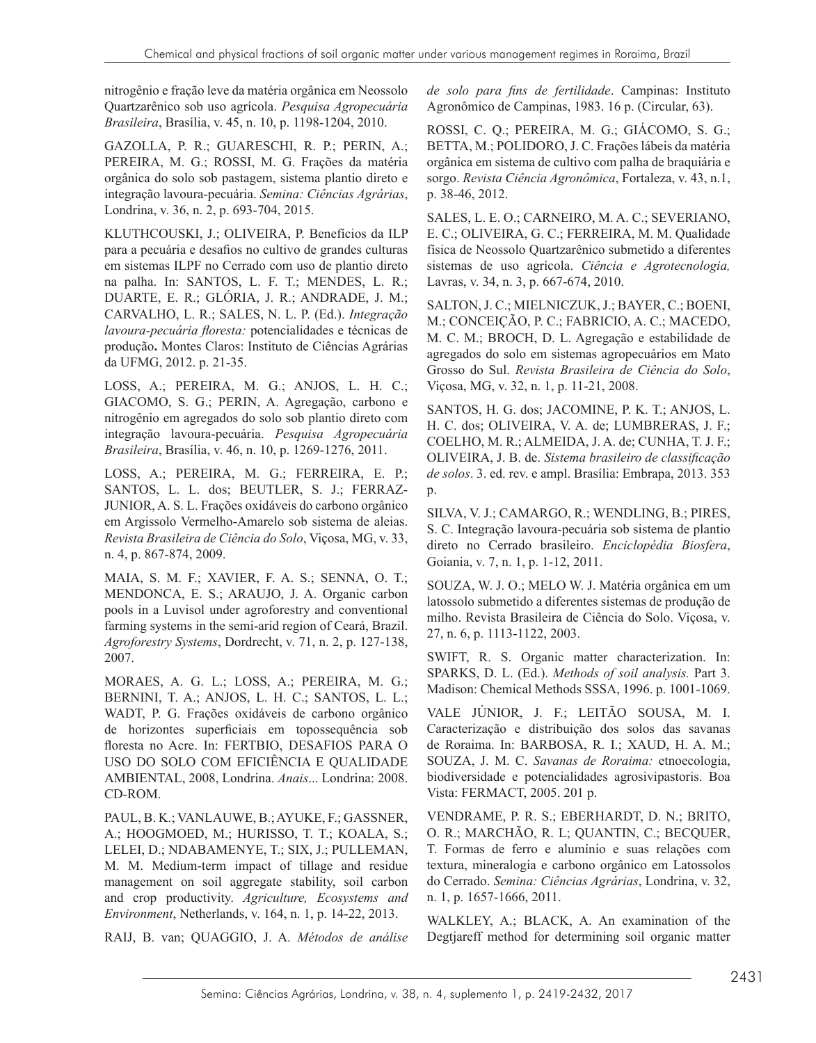nitrogênio e fração leve da matéria orgânica em Neossolo Quartzarênico sob uso agrícola. *Pesquisa Agropecuária Brasileira*, Brasília, v. 45, n. 10, p. 1198-1204, 2010.

GAZOLLA, P. R.; GUARESCHI, R. P.; PERIN, A.; PEREIRA, M. G.; ROSSI, M. G. Frações da matéria orgânica do solo sob pastagem, sistema plantio direto e integração lavoura-pecuária. *Semina: Ciências Agrárias*, Londrina, v. 36, n. 2, p. 693-704, 2015.

KLUTHCOUSKI, J.; OLIVEIRA, P. Benefícios da ILP para a pecuária e desafios no cultivo de grandes culturas em sistemas ILPF no Cerrado com uso de plantio direto na palha. In: SANTOS, L. F. T.; MENDES, L. R.; DUARTE, E. R.; GLÓRIA, J. R.; ANDRADE, J. M.; CARVALHO, L. R.; SALES, N. L. P. (Ed.). *Integração lavoura-pecuária floresta:* potencialidades e técnicas de produção**.** Montes Claros: Instituto de Ciências Agrárias da UFMG, 2012. p. 21-35.

LOSS, A.; PEREIRA, M. G.; ANJOS, L. H. C.; GIACOMO, S. G.; PERIN, A. Agregação, carbono e nitrogênio em agregados do solo sob plantio direto com integração lavoura-pecuária. *Pesquisa Agropecuária Brasileira*, Brasília, v. 46, n. 10, p. 1269-1276, 2011.

LOSS, A.; PEREIRA, M. G.; FERREIRA, E. P.; SANTOS, L. L. dos; BEUTLER, S. J.; FERRAZ-JUNIOR, A. S. L. Frações oxidáveis do carbono orgânico em Argissolo Vermelho-Amarelo sob sistema de aleias. *Revista Brasileira de Ciência do Solo*, Viçosa, MG, v. 33, n. 4, p. 867-874, 2009.

MAIA, S. M. F.; XAVIER, F. A. S.; SENNA, O. T.; MENDONCA, E. S.; ARAUJO, J. A. Organic carbon pools in a Luvisol under agroforestry and conventional farming systems in the semi-arid region of Ceará, Brazil. *Agroforestry Systems*, Dordrecht, v. 71, n. 2, p. 127-138, 2007.

MORAES, A. G. L.; LOSS, A.; PEREIRA, M. G.; BERNINI, T. A.; ANJOS, L. H. C.; SANTOS, L. L.; WADT, P. G. Frações oxidáveis de carbono orgânico de horizontes superficiais em topossequência sob floresta no Acre. In: FERTBIO, DESAFIOS PARA O USO DO SOLO COM EFICIÊNCIA E QUALIDADE AMBIENTAL, 2008, Londrina. *Anais*... Londrina: 2008. CD-ROM.

PAUL, B. K.; VANLAUWE, B.; AYUKE, F.; GASSNER, A.; HOOGMOED, M.; HURISSO, T. T.; KOALA, S.; LELEI, D.; NDABAMENYE, T.; SIX, J.; PULLEMAN, M. M. Medium-term impact of tillage and residue management on soil aggregate stability, soil carbon and crop productivity. *Agriculture, Ecosystems and Environment*, Netherlands, v. 164, n. 1, p. 14-22, 2013.

RAIJ, B. van; QUAGGIO, J. A. *Métodos de análise de solo para fins de fertilidade*. Campinas: Instituto Agronômico de Campinas, 1983. 16 p. (Circular, 63).

ROSSI, C. Q.; PEREIRA, M. G.; GIÁCOMO, S. G.; BETTA, M.; POLIDORO, J. C. Frações lábeis da matéria orgânica em sistema de cultivo com palha de braquiária e sorgo. *Revista Ciência Agronômica*, Fortaleza, v. 43, n.1, p. 38-46, 2012.

SALES, L. E. O.; CARNEIRO, M. A. C.; SEVERIANO, E. C.; OLIVEIRA, G. C.; FERREIRA, M. M. Qualidade física de Neossolo Quartzarênico submetido a diferentes sistemas de uso agrícola. *Ciência e Agrotecnologia,* Lavras, v. 34, n. 3, p. 667-674, 2010.

SALTON, J. C.; MIELNICZUK, J.; BAYER, C.; BOENI, M.; CONCEIÇÃO, P. C.; FABRICIO, A. C.; MACEDO, M. C. M.; BROCH, D. L. Agregação e estabilidade de agregados do solo em sistemas agropecuários em Mato Grosso do Sul. *Revista Brasileira de Ciência do Solo*, Viçosa, MG, v. 32, n. 1, p. 11-21, 2008.

SANTOS, H. G. dos; JACOMINE, P. K. T.; ANJOS, L. H. C. dos; OLIVEIRA, V. A. de; LUMBRERAS, J. F.; COELHO, M. R.; ALMEIDA, J. A. de; CUNHA, T. J. F.; OLIVEIRA, J. B. de. *Sistema brasileiro de classificação de solos*. 3. ed. rev. e ampl. Brasília: Embrapa, 2013. 353 p.

SILVA, V. J.; CAMARGO, R.; WENDLING, B.; PIRES, S. C. Integração lavoura-pecuária sob sistema de plantio direto no Cerrado brasileiro. *Enciclopédia Biosfera*, Goiania, v. 7, n. 1, p. 1-12, 2011.

SOUZA, W. J. O.; MELO W. J. Matéria orgânica em um latossolo submetido a diferentes sistemas de produção de milho. Revista Brasileira de Ciência do Solo. Viçosa, v. 27, n. 6, p. 1113-1122, 2003.

SWIFT, R. S. Organic matter characterization. In: SPARKS, D. L. (Ed.). *Methods of soil analysis.* Part 3. Madison: Chemical Methods SSSA, 1996. p. 1001-1069.

VALE JÚNIOR, J. F.; LEITÃO SOUSA, M. I. Caracterização e distribuição dos solos das savanas de Roraima. In: BARBOSA, R. I.; XAUD, H. A. M.; SOUZA, J. M. C. *Savanas de Roraima:* etnoecologia, biodiversidade e potencialidades agrosivipastoris. Boa Vista: FERMACT, 2005. 201 p.

VENDRAME, P. R. S.; EBERHARDT, D. N.; BRITO, O. R.; MARCHÃO, R. L; QUANTIN, C.; BECQUER, T. Formas de ferro e alumínio e suas relações com textura, mineralogia e carbono orgânico em Latossolos do Cerrado. *Semina: Ciências Agrárias*, Londrina, v. 32, n. 1, p. 1657-1666, 2011.

WALKLEY, A.; BLACK, A. An examination of the Degtjareff method for determining soil organic matter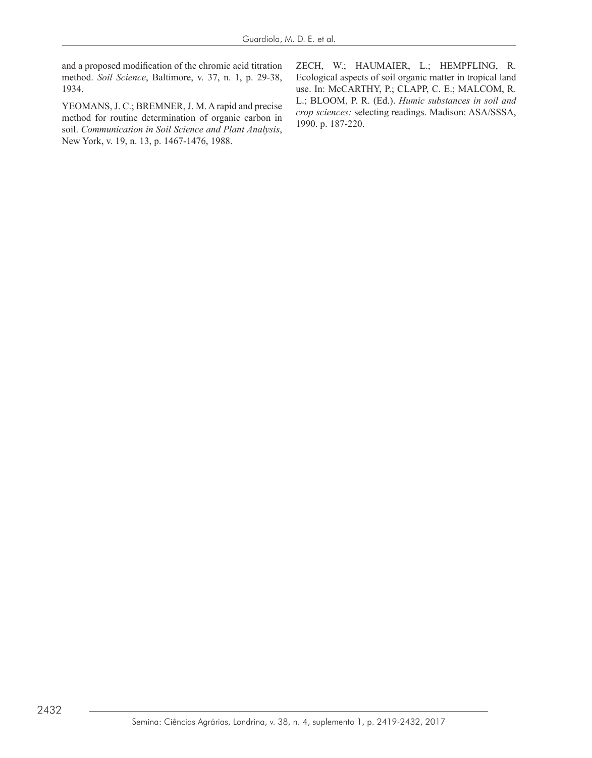and a proposed modification of the chromic acid titration method. *Soil Science*, Baltimore, v. 37, n. 1, p. 29-38, 1934.

YEOMANS, J. C.; BREMNER, J. M. A rapid and precise method for routine determination of organic carbon in soil. *Communication in Soil Science and Plant Analysis*, New York, v. 19, n. 13, p. 1467-1476, 1988.

ZECH, W.; HAUMAIER, L.; HEMPFLING, R. Ecological aspects of soil organic matter in tropical land use. In: McCARTHY, P.; CLAPP, C. E.; MALCOM, R. L.; BLOOM, P. R. (Ed.). *Humic substances in soil and crop sciences:* selecting readings. Madison: ASA/SSSA, 1990. p. 187-220.